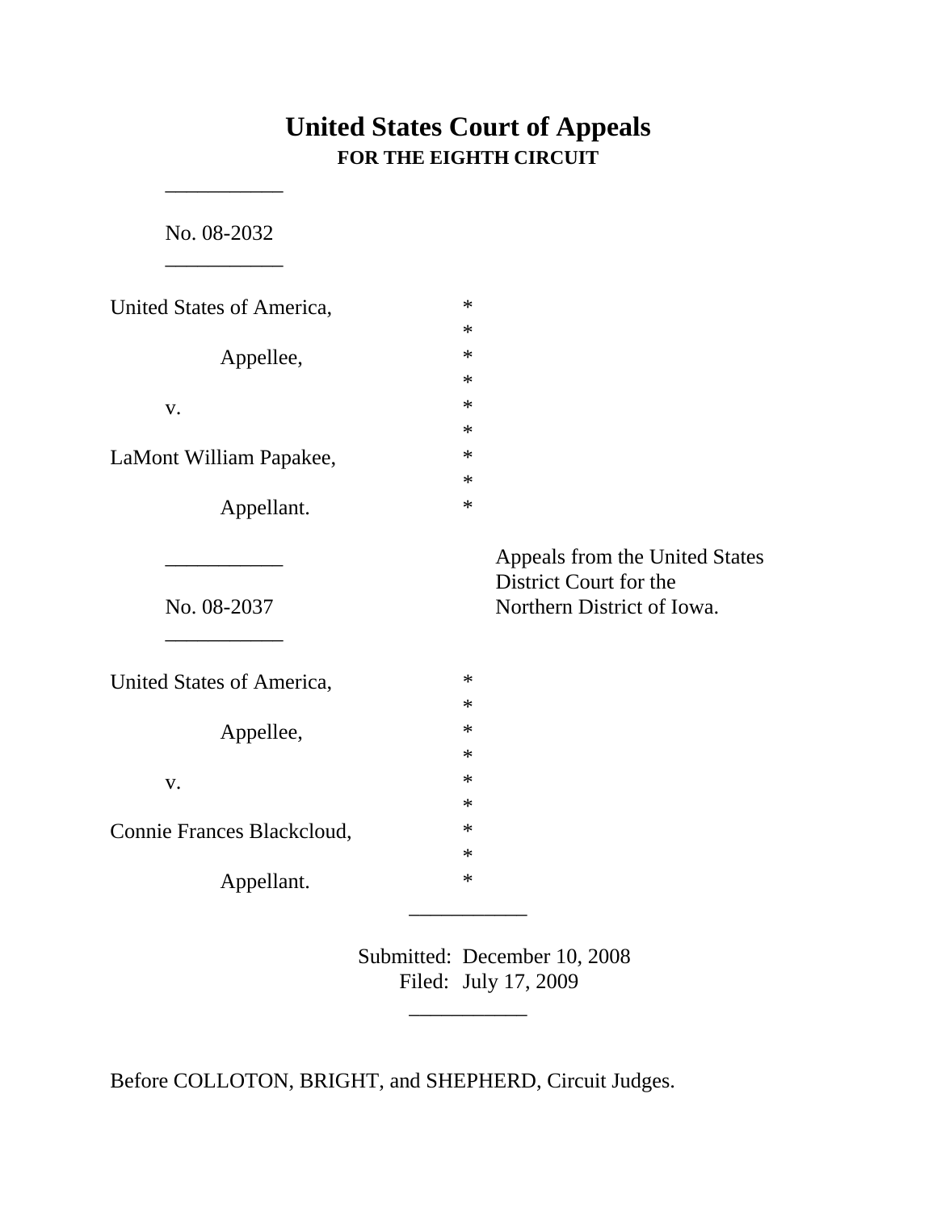# United States Court of Appeals
**FOR THE EIGHTH CIRCUIT**

___________

No. 08-2032

___________

United States of America, *
*
Appellee, *
*
v. *
*
LaMont William Papakee, *
*
Appellant. *

___________

No. 08-2037

___________

Appeals from the United States District Court for the Northern District of Iowa.

United States of America, *
*
Appellee, *
*
v. *
*
Connie Frances Blackcloud, *
*
Appellant. *

___________

Submitted: December 10, 2008
Filed: July 17, 2009

___________

Before COLLOTON, BRIGHT, and SHEPHERD, Circuit Judges.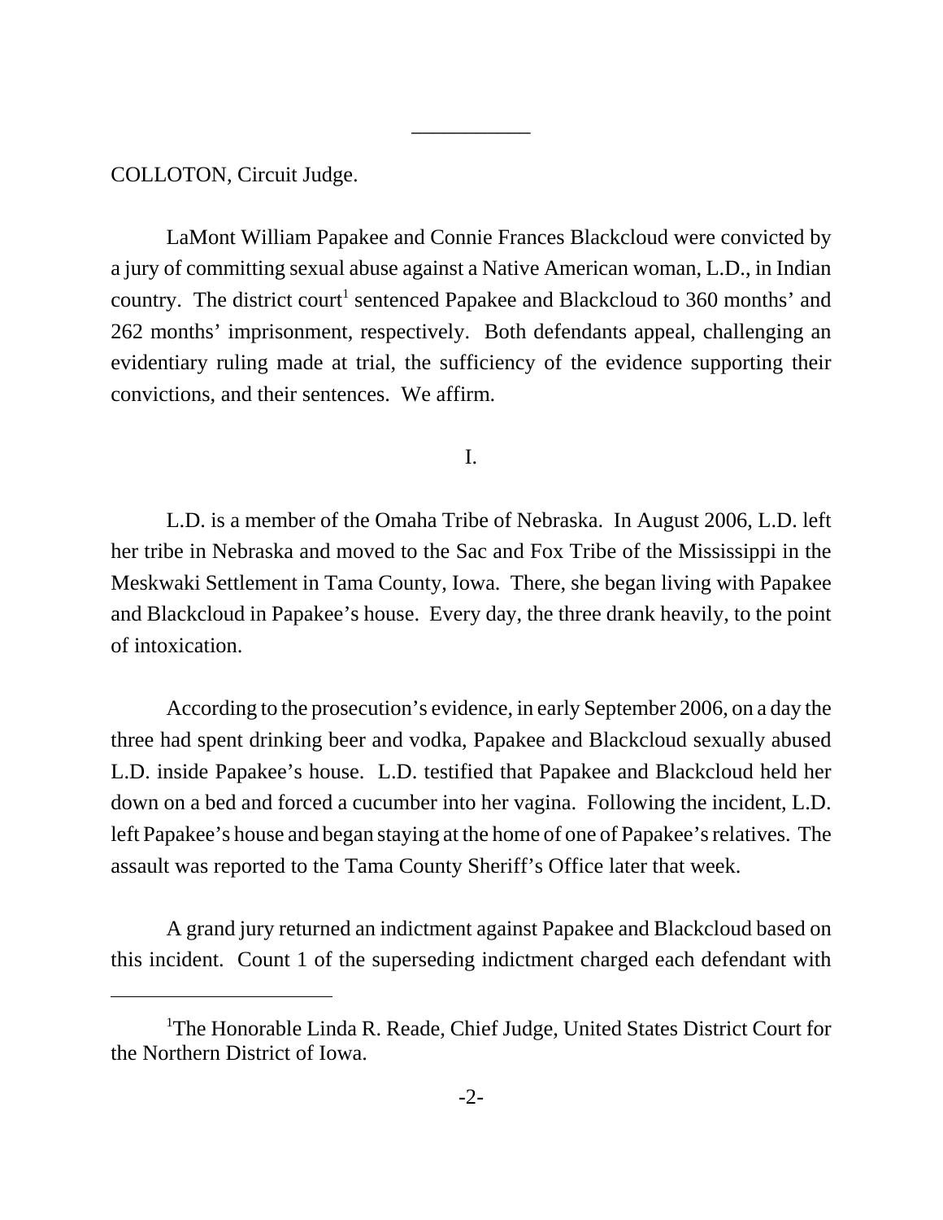COLLOTON, Circuit Judge.

LaMont William Papakee and Connie Frances Blackcloud were convicted by a jury of committing sexual abuse against a Native American woman, L.D., in Indian country. The district court[1] sentenced Papakee and Blackcloud to 360 months' and 262 months' imprisonment, respectively. Both defendants appeal, challenging an evidentiary ruling made at trial, the sufficiency of the evidence supporting their convictions, and their sentences. We affirm.

I.

L.D. is a member of the Omaha Tribe of Nebraska. In August 2006, L.D. left her tribe in Nebraska and moved to the Sac and Fox Tribe of the Mississippi in the Meskwaki Settlement in Tama County, Iowa. There, she began living with Papakee and Blackcloud in Papakee's house. Every day, the three drank heavily, to the point of intoxication.

According to the prosecution's evidence, in early September 2006, on a day the three had spent drinking beer and vodka, Papakee and Blackcloud sexually abused L.D. inside Papakee's house. L.D. testified that Papakee and Blackcloud held her down on a bed and forced a cucumber into her vagina. Following the incident, L.D. left Papakee's house and began staying at the home of one of Papakee's relatives. The assault was reported to the Tama County Sheriff's Office later that week.

A grand jury returned an indictment against Papakee and Blackcloud based on this incident. Count 1 of the superseding indictment charged each defendant with

[1] The Honorable Linda R. Reade, Chief Judge, United States District Court for the Northern District of Iowa.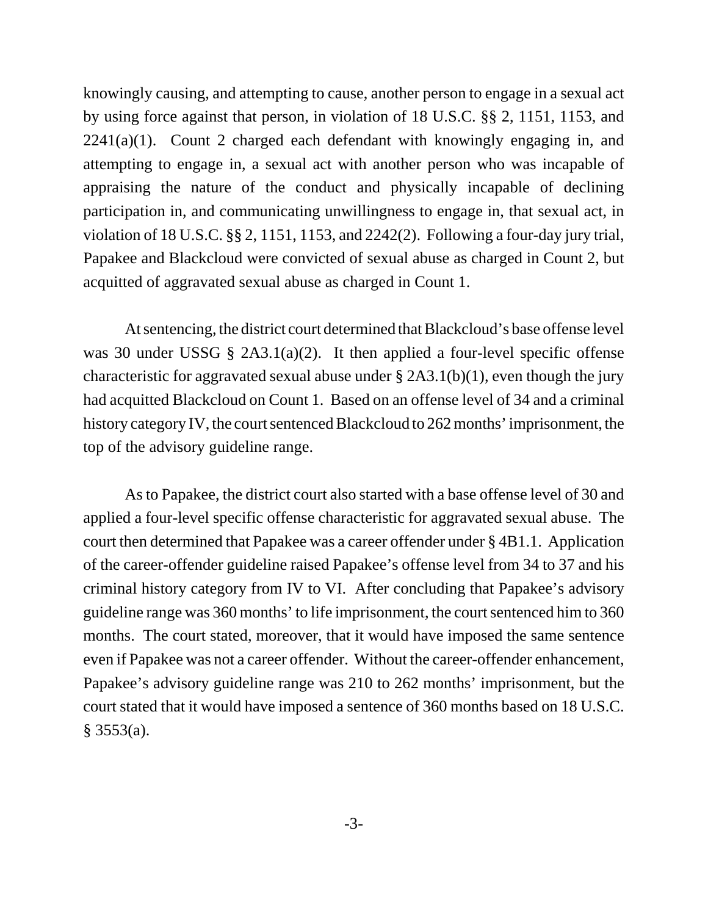knowingly causing, and attempting to cause, another person to engage in a sexual act by using force against that person, in violation of 18 U.S.C. §§ 2, 1151, 1153, and 2241(a)(1). Count 2 charged each defendant with knowingly engaging in, and attempting to engage in, a sexual act with another person who was incapable of appraising the nature of the conduct and physically incapable of declining participation in, and communicating unwillingness to engage in, that sexual act, in violation of 18 U.S.C. §§ 2, 1151, 1153, and 2242(2). Following a four-day jury trial, Papakee and Blackcloud were convicted of sexual abuse as charged in Count 2, but acquitted of aggravated sexual abuse as charged in Count 1.

At sentencing, the district court determined that Blackcloud's base offense level was 30 under USSG § 2A3.1(a)(2). It then applied a four-level specific offense characteristic for aggravated sexual abuse under § 2A3.1(b)(1), even though the jury had acquitted Blackcloud on Count 1. Based on an offense level of 34 and a criminal history category IV, the court sentenced Blackcloud to 262 months' imprisonment, the top of the advisory guideline range.

As to Papakee, the district court also started with a base offense level of 30 and applied a four-level specific offense characteristic for aggravated sexual abuse. The court then determined that Papakee was a career offender under § 4B1.1. Application of the career-offender guideline raised Papakee's offense level from 34 to 37 and his criminal history category from IV to VI. After concluding that Papakee's advisory guideline range was 360 months' to life imprisonment, the court sentenced him to 360 months. The court stated, moreover, that it would have imposed the same sentence even if Papakee was not a career offender. Without the career-offender enhancement, Papakee's advisory guideline range was 210 to 262 months' imprisonment, but the court stated that it would have imposed a sentence of 360 months based on 18 U.S.C. § 3553(a).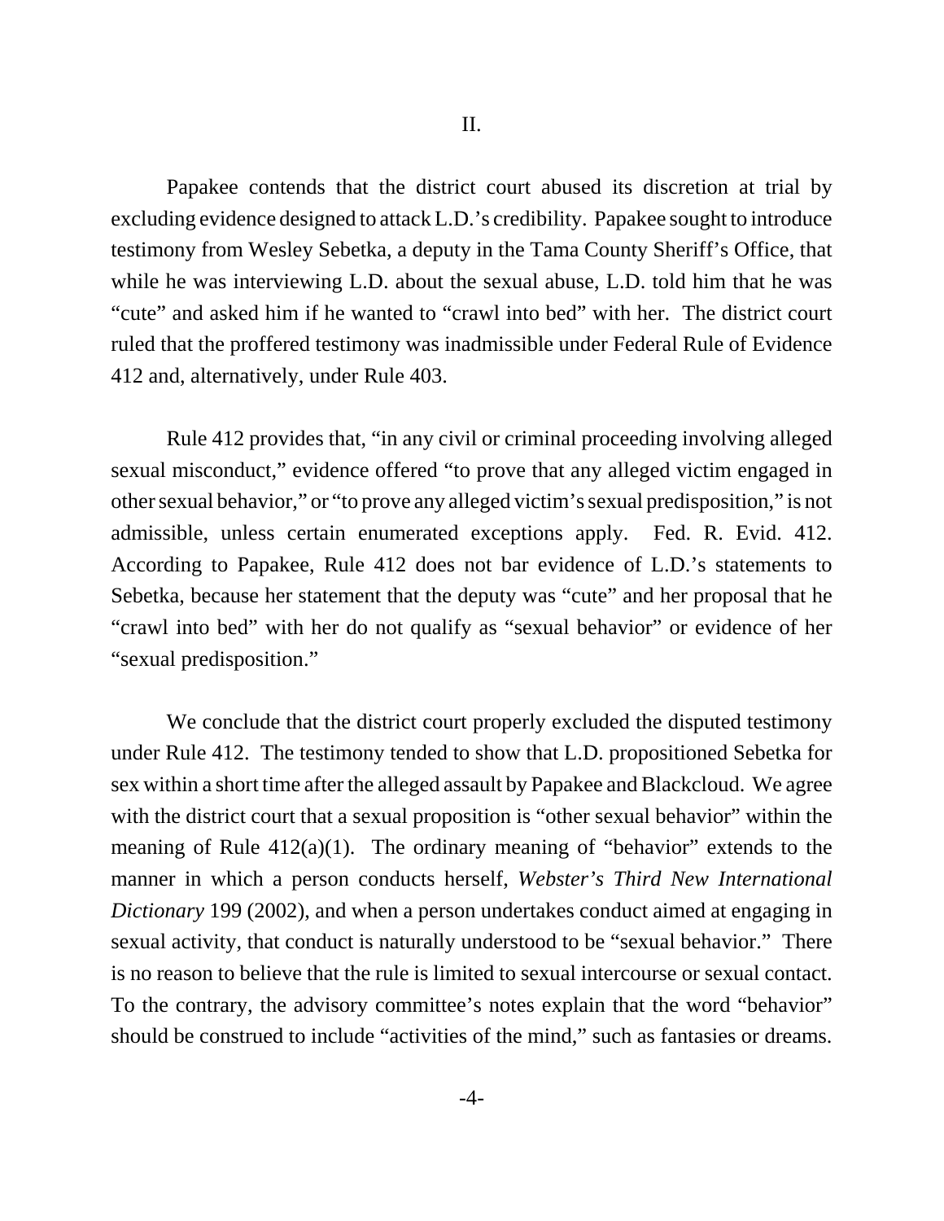II.

Papakee contends that the district court abused its discretion at trial by excluding evidence designed to attack L.D.'s credibility. Papakee sought to introduce testimony from Wesley Sebetka, a deputy in the Tama County Sheriff's Office, that while he was interviewing L.D. about the sexual abuse, L.D. told him that he was "cute" and asked him if he wanted to "crawl into bed" with her. The district court ruled that the proffered testimony was inadmissible under Federal Rule of Evidence 412 and, alternatively, under Rule 403.

Rule 412 provides that, "in any civil or criminal proceeding involving alleged sexual misconduct," evidence offered "to prove that any alleged victim engaged in other sexual behavior," or "to prove any alleged victim's sexual predisposition," is not admissible, unless certain enumerated exceptions apply. Fed. R. Evid. 412. According to Papakee, Rule 412 does not bar evidence of L.D.'s statements to Sebetka, because her statement that the deputy was "cute" and her proposal that he "crawl into bed" with her do not qualify as "sexual behavior" or evidence of her "sexual predisposition."

We conclude that the district court properly excluded the disputed testimony under Rule 412. The testimony tended to show that L.D. propositioned Sebetka for sex within a short time after the alleged assault by Papakee and Blackcloud. We agree with the district court that a sexual proposition is "other sexual behavior" within the meaning of Rule 412(a)(1). The ordinary meaning of "behavior" extends to the manner in which a person conducts herself, *Webster's Third New International Dictionary* 199 (2002), and when a person undertakes conduct aimed at engaging in sexual activity, that conduct is naturally understood to be "sexual behavior." There is no reason to believe that the rule is limited to sexual intercourse or sexual contact. To the contrary, the advisory committee's notes explain that the word "behavior" should be construed to include "activities of the mind," such as fantasies or dreams.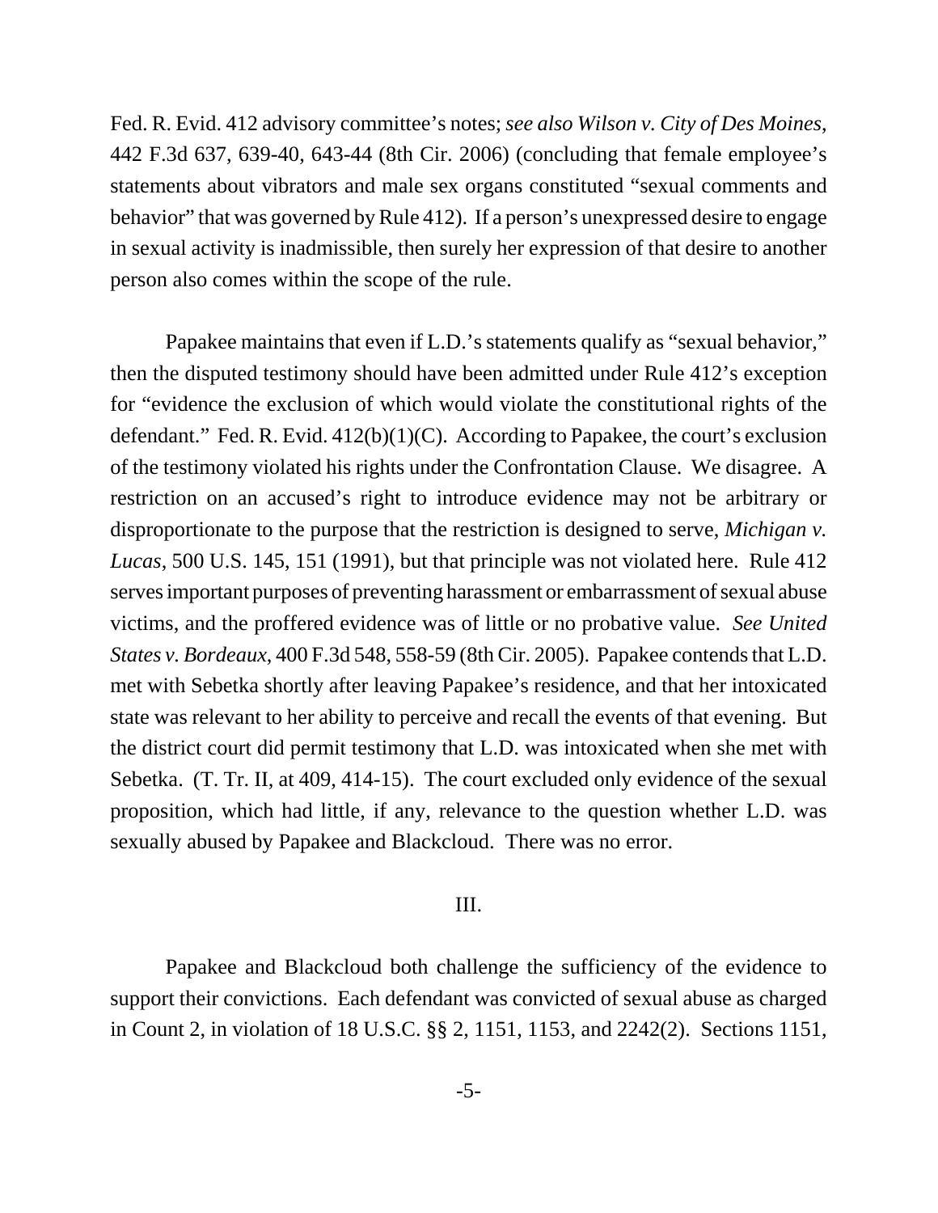Fed. R. Evid. 412 advisory committee's notes; *see also Wilson v. City of Des Moines*, 442 F.3d 637, 639-40, 643-44 (8th Cir. 2006) (concluding that female employee's statements about vibrators and male sex organs constituted "sexual comments and behavior" that was governed by Rule 412). If a person's unexpressed desire to engage in sexual activity is inadmissible, then surely her expression of that desire to another person also comes within the scope of the rule.

Papakee maintains that even if L.D.'s statements qualify as "sexual behavior," then the disputed testimony should have been admitted under Rule 412's exception for "evidence the exclusion of which would violate the constitutional rights of the defendant." Fed. R. Evid. 412(b)(1)(C). According to Papakee, the court's exclusion of the testimony violated his rights under the Confrontation Clause. We disagree. A restriction on an accused's right to introduce evidence may not be arbitrary or disproportionate to the purpose that the restriction is designed to serve, *Michigan v. Lucas*, 500 U.S. 145, 151 (1991), but that principle was not violated here. Rule 412 serves important purposes of preventing harassment or embarrassment of sexual abuse victims, and the proffered evidence was of little or no probative value. *See United States v. Bordeaux*, 400 F.3d 548, 558-59 (8th Cir. 2005). Papakee contends that L.D. met with Sebetka shortly after leaving Papakee's residence, and that her intoxicated state was relevant to her ability to perceive and recall the events of that evening. But the district court did permit testimony that L.D. was intoxicated when she met with Sebetka. (T. Tr. II, at 409, 414-15). The court excluded only evidence of the sexual proposition, which had little, if any, relevance to the question whether L.D. was sexually abused by Papakee and Blackcloud. There was no error.

## III.

Papakee and Blackcloud both challenge the sufficiency of the evidence to support their convictions. Each defendant was convicted of sexual abuse as charged in Count 2, in violation of 18 U.S.C. §§ 2, 1151, 1153, and 2242(2). Sections 1151,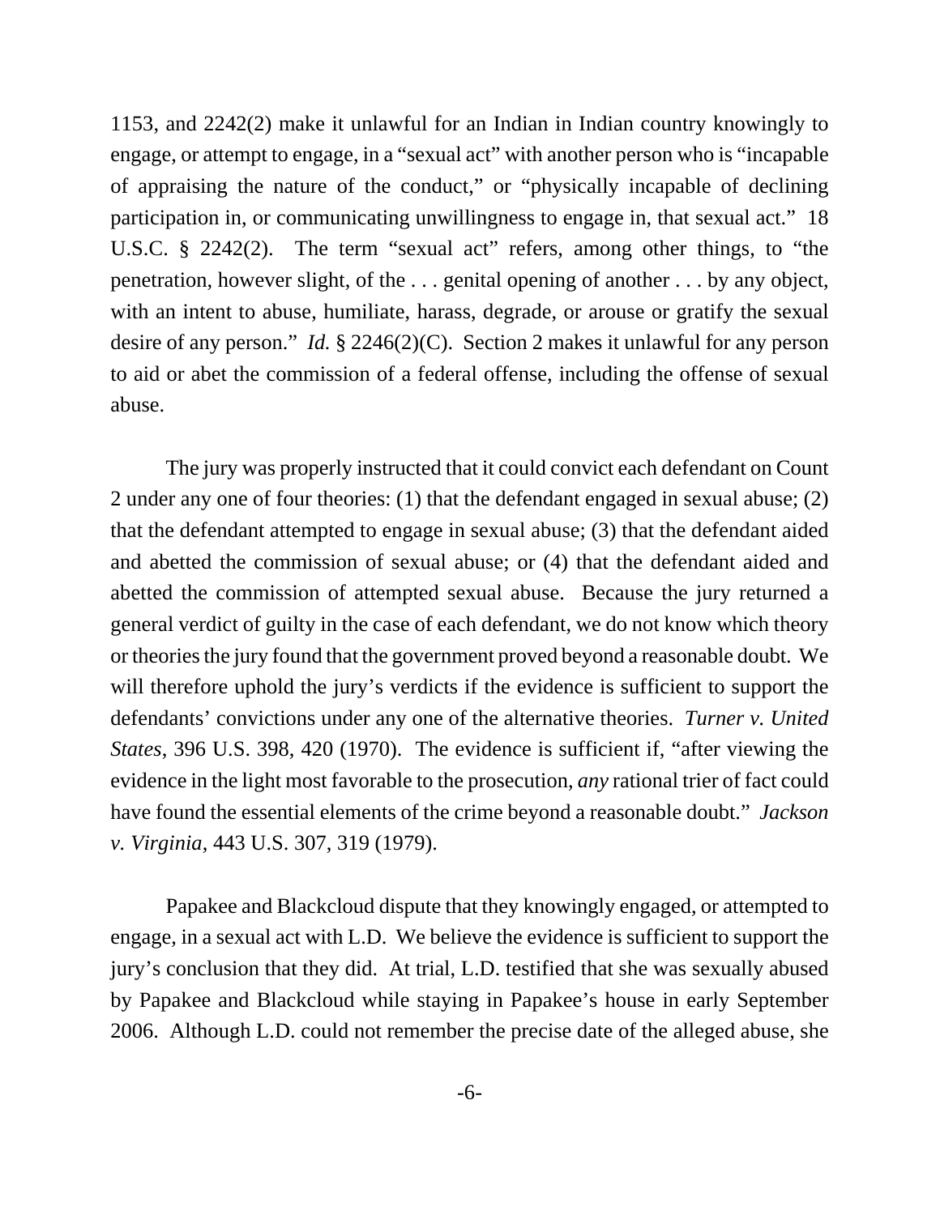1153, and 2242(2) make it unlawful for an Indian in Indian country knowingly to engage, or attempt to engage, in a "sexual act" with another person who is "incapable of appraising the nature of the conduct," or "physically incapable of declining participation in, or communicating unwillingness to engage in, that sexual act." 18 U.S.C. § 2242(2). The term "sexual act" refers, among other things, to "the penetration, however slight, of the . . . genital opening of another . . . by any object, with an intent to abuse, humiliate, harass, degrade, or arouse or gratify the sexual desire of any person." *Id.* § 2246(2)(C). Section 2 makes it unlawful for any person to aid or abet the commission of a federal offense, including the offense of sexual abuse.

The jury was properly instructed that it could convict each defendant on Count 2 under any one of four theories: (1) that the defendant engaged in sexual abuse; (2) that the defendant attempted to engage in sexual abuse; (3) that the defendant aided and abetted the commission of sexual abuse; or (4) that the defendant aided and abetted the commission of attempted sexual abuse. Because the jury returned a general verdict of guilty in the case of each defendant, we do not know which theory or theories the jury found that the government proved beyond a reasonable doubt. We will therefore uphold the jury's verdicts if the evidence is sufficient to support the defendants' convictions under any one of the alternative theories. *Turner v. United States*, 396 U.S. 398, 420 (1970). The evidence is sufficient if, "after viewing the evidence in the light most favorable to the prosecution, *any* rational trier of fact could have found the essential elements of the crime beyond a reasonable doubt." *Jackson v. Virginia*, 443 U.S. 307, 319 (1979).

Papakee and Blackcloud dispute that they knowingly engaged, or attempted to engage, in a sexual act with L.D. We believe the evidence is sufficient to support the jury's conclusion that they did. At trial, L.D. testified that she was sexually abused by Papakee and Blackcloud while staying in Papakee's house in early September 2006. Although L.D. could not remember the precise date of the alleged abuse, she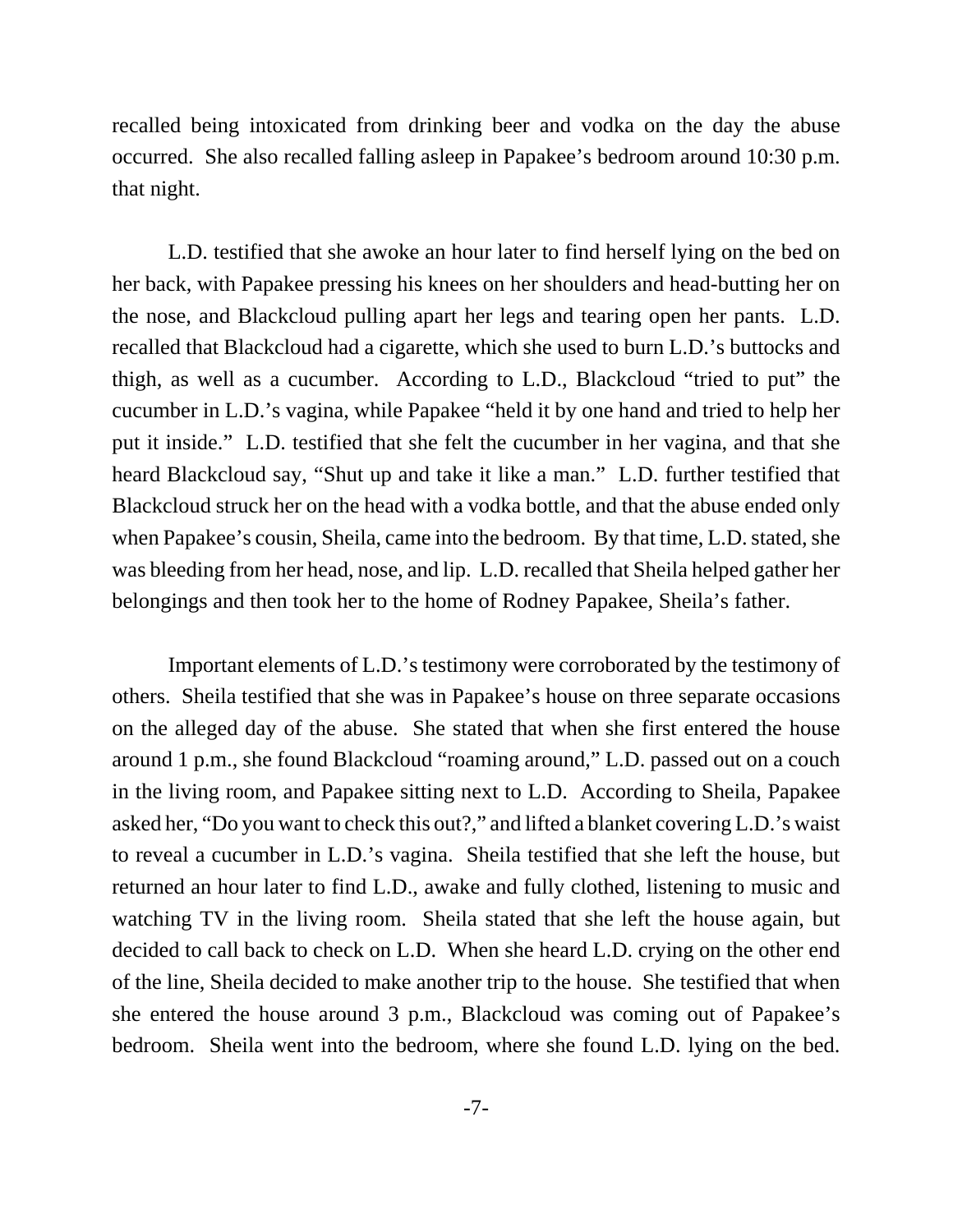recalled being intoxicated from drinking beer and vodka on the day the abuse occurred. She also recalled falling asleep in Papakee's bedroom around 10:30 p.m. that night.

L.D. testified that she awoke an hour later to find herself lying on the bed on her back, with Papakee pressing his knees on her shoulders and head-butting her on the nose, and Blackcloud pulling apart her legs and tearing open her pants. L.D. recalled that Blackcloud had a cigarette, which she used to burn L.D.'s buttocks and thigh, as well as a cucumber. According to L.D., Blackcloud "tried to put" the cucumber in L.D.'s vagina, while Papakee "held it by one hand and tried to help her put it inside." L.D. testified that she felt the cucumber in her vagina, and that she heard Blackcloud say, "Shut up and take it like a man." L.D. further testified that Blackcloud struck her on the head with a vodka bottle, and that the abuse ended only when Papakee's cousin, Sheila, came into the bedroom. By that time, L.D. stated, she was bleeding from her head, nose, and lip. L.D. recalled that Sheila helped gather her belongings and then took her to the home of Rodney Papakee, Sheila's father.

Important elements of L.D.'s testimony were corroborated by the testimony of others. Sheila testified that she was in Papakee's house on three separate occasions on the alleged day of the abuse. She stated that when she first entered the house around 1 p.m., she found Blackcloud "roaming around," L.D. passed out on a couch in the living room, and Papakee sitting next to L.D. According to Sheila, Papakee asked her, "Do you want to check this out?," and lifted a blanket covering L.D.'s waist to reveal a cucumber in L.D.'s vagina. Sheila testified that she left the house, but returned an hour later to find L.D., awake and fully clothed, listening to music and watching TV in the living room. Sheila stated that she left the house again, but decided to call back to check on L.D. When she heard L.D. crying on the other end of the line, Sheila decided to make another trip to the house. She testified that when she entered the house around 3 p.m., Blackcloud was coming out of Papakee's bedroom. Sheila went into the bedroom, where she found L.D. lying on the bed.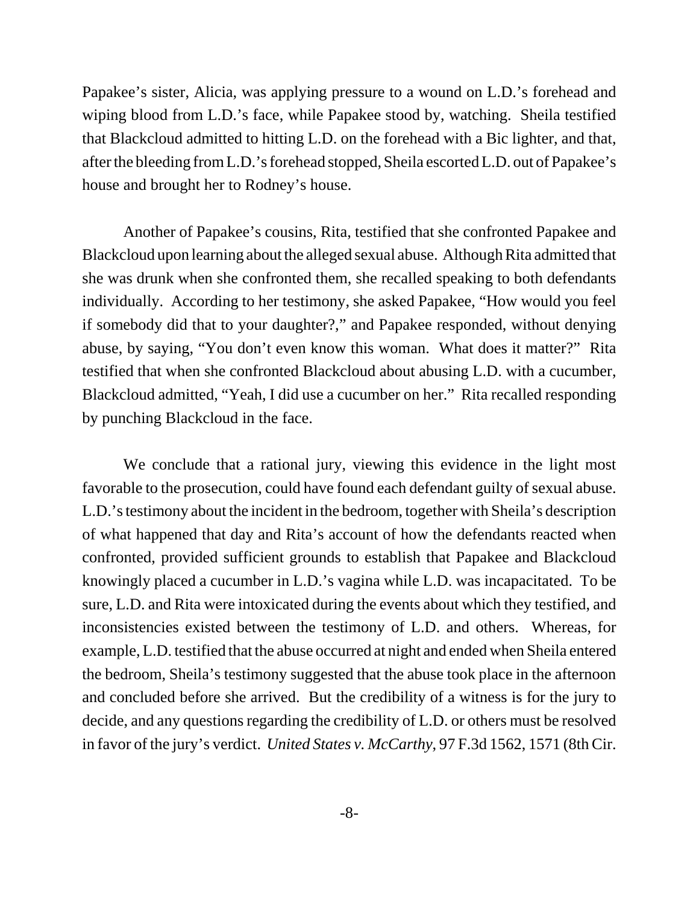Papakee's sister, Alicia, was applying pressure to a wound on L.D.'s forehead and wiping blood from L.D.'s face, while Papakee stood by, watching. Sheila testified that Blackcloud admitted to hitting L.D. on the forehead with a Bic lighter, and that, after the bleeding from L.D.'s forehead stopped, Sheila escorted L.D. out of Papakee's house and brought her to Rodney's house.

Another of Papakee's cousins, Rita, testified that she confronted Papakee and Blackcloud upon learning about the alleged sexual abuse. Although Rita admitted that she was drunk when she confronted them, she recalled speaking to both defendants individually. According to her testimony, she asked Papakee, "How would you feel if somebody did that to your daughter?," and Papakee responded, without denying abuse, by saying, "You don't even know this woman. What does it matter?" Rita testified that when she confronted Blackcloud about abusing L.D. with a cucumber, Blackcloud admitted, "Yeah, I did use a cucumber on her." Rita recalled responding by punching Blackcloud in the face.

We conclude that a rational jury, viewing this evidence in the light most favorable to the prosecution, could have found each defendant guilty of sexual abuse. L.D.'s testimony about the incident in the bedroom, together with Sheila's description of what happened that day and Rita's account of how the defendants reacted when confronted, provided sufficient grounds to establish that Papakee and Blackcloud knowingly placed a cucumber in L.D.'s vagina while L.D. was incapacitated. To be sure, L.D. and Rita were intoxicated during the events about which they testified, and inconsistencies existed between the testimony of L.D. and others. Whereas, for example, L.D. testified that the abuse occurred at night and ended when Sheila entered the bedroom, Sheila's testimony suggested that the abuse took place in the afternoon and concluded before she arrived. But the credibility of a witness is for the jury to decide, and any questions regarding the credibility of L.D. or others must be resolved in favor of the jury's verdict. *United States v. McCarthy*, 97 F.3d 1562, 1571 (8th Cir.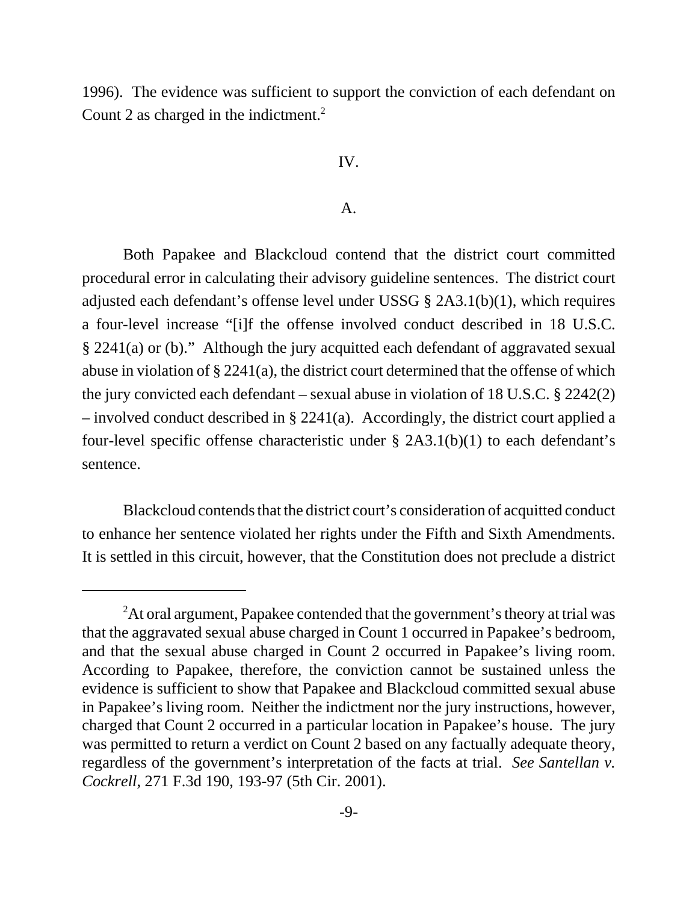1996). The evidence was sufficient to support the conviction of each defendant on Count 2 as charged in the indictment.[2]

IV.

A.

Both Papakee and Blackcloud contend that the district court committed procedural error in calculating their advisory guideline sentences. The district court adjusted each defendant's offense level under USSG § 2A3.1(b)(1), which requires a four-level increase "[i]f the offense involved conduct described in 18 U.S.C. § 2241(a) or (b)." Although the jury acquitted each defendant of aggravated sexual abuse in violation of § 2241(a), the district court determined that the offense of which the jury convicted each defendant – sexual abuse in violation of 18 U.S.C. § 2242(2) – involved conduct described in § 2241(a). Accordingly, the district court applied a four-level specific offense characteristic under § 2A3.1(b)(1) to each defendant's sentence.

Blackcloud contends that the district court's consideration of acquitted conduct to enhance her sentence violated her rights under the Fifth and Sixth Amendments. It is settled in this circuit, however, that the Constitution does not preclude a district

[2] At oral argument, Papakee contended that the government's theory at trial was that the aggravated sexual abuse charged in Count 1 occurred in Papakee's bedroom, and that the sexual abuse charged in Count 2 occurred in Papakee's living room. According to Papakee, therefore, the conviction cannot be sustained unless the evidence is sufficient to show that Papakee and Blackcloud committed sexual abuse in Papakee's living room. Neither the indictment nor the jury instructions, however, charged that Count 2 occurred in a particular location in Papakee's house. The jury was permitted to return a verdict on Count 2 based on any factually adequate theory, regardless of the government's interpretation of the facts at trial. *See Santellan v. Cockrell*, 271 F.3d 190, 193-97 (5th Cir. 2001).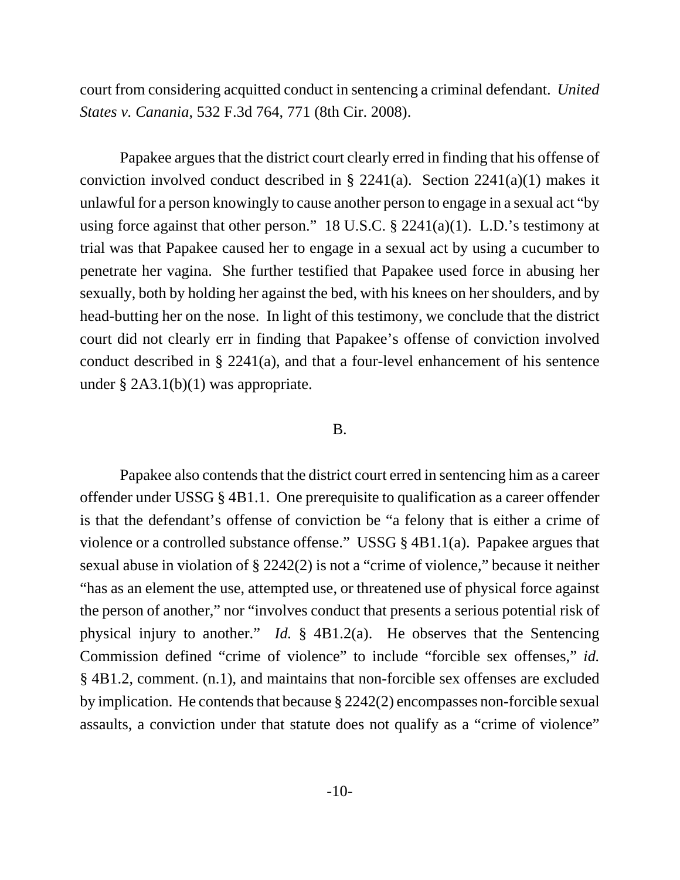court from considering acquitted conduct in sentencing a criminal defendant. *United States v. Canania*, 532 F.3d 764, 771 (8th Cir. 2008).

Papakee argues that the district court clearly erred in finding that his offense of conviction involved conduct described in § 2241(a). Section 2241(a)(1) makes it unlawful for a person knowingly to cause another person to engage in a sexual act "by using force against that other person." 18 U.S.C. § 2241(a)(1). L.D.'s testimony at trial was that Papakee caused her to engage in a sexual act by using a cucumber to penetrate her vagina. She further testified that Papakee used force in abusing her sexually, both by holding her against the bed, with his knees on her shoulders, and by head-butting her on the nose. In light of this testimony, we conclude that the district court did not clearly err in finding that Papakee's offense of conviction involved conduct described in § 2241(a), and that a four-level enhancement of his sentence under § 2A3.1(b)(1) was appropriate.

B.

Papakee also contends that the district court erred in sentencing him as a career offender under USSG § 4B1.1. One prerequisite to qualification as a career offender is that the defendant's offense of conviction be "a felony that is either a crime of violence or a controlled substance offense." USSG § 4B1.1(a). Papakee argues that sexual abuse in violation of § 2242(2) is not a "crime of violence," because it neither "has as an element the use, attempted use, or threatened use of physical force against the person of another," nor "involves conduct that presents a serious potential risk of physical injury to another." *Id.* § 4B1.2(a). He observes that the Sentencing Commission defined "crime of violence" to include "forcible sex offenses," *id.* § 4B1.2, comment. (n.1), and maintains that non-forcible sex offenses are excluded by implication. He contends that because § 2242(2) encompasses non-forcible sexual assaults, a conviction under that statute does not qualify as a "crime of violence"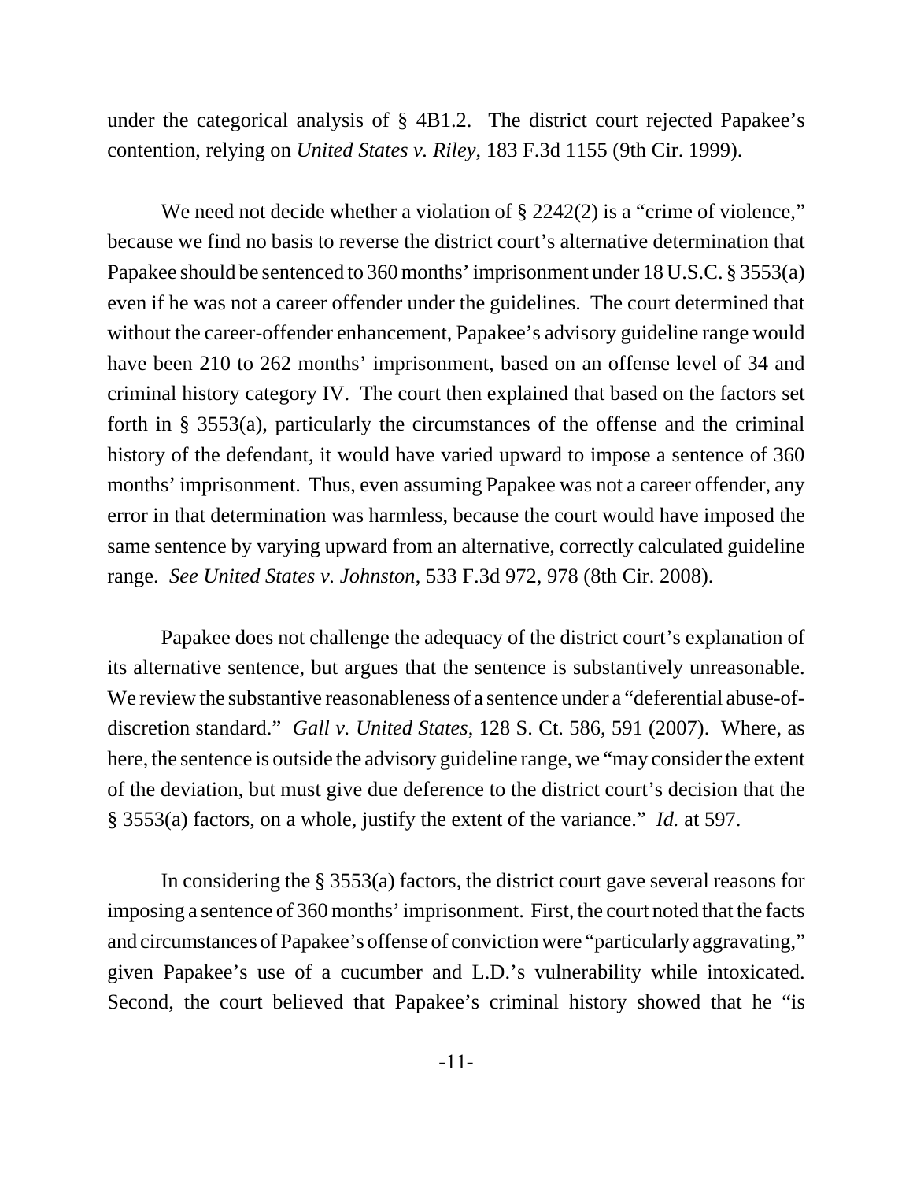under the categorical analysis of § 4B1.2. The district court rejected Papakee's contention, relying on *United States v. Riley*, 183 F.3d 1155 (9th Cir. 1999).

We need not decide whether a violation of § 2242(2) is a "crime of violence," because we find no basis to reverse the district court's alternative determination that Papakee should be sentenced to 360 months' imprisonment under 18 U.S.C. § 3553(a) even if he was not a career offender under the guidelines. The court determined that without the career-offender enhancement, Papakee's advisory guideline range would have been 210 to 262 months' imprisonment, based on an offense level of 34 and criminal history category IV. The court then explained that based on the factors set forth in § 3553(a), particularly the circumstances of the offense and the criminal history of the defendant, it would have varied upward to impose a sentence of 360 months' imprisonment. Thus, even assuming Papakee was not a career offender, any error in that determination was harmless, because the court would have imposed the same sentence by varying upward from an alternative, correctly calculated guideline range. *See United States v. Johnston*, 533 F.3d 972, 978 (8th Cir. 2008).

Papakee does not challenge the adequacy of the district court's explanation of its alternative sentence, but argues that the sentence is substantively unreasonable. We review the substantive reasonableness of a sentence under a "deferential abuse-of-discretion standard." *Gall v. United States*, 128 S. Ct. 586, 591 (2007). Where, as here, the sentence is outside the advisory guideline range, we "may consider the extent of the deviation, but must give due deference to the district court's decision that the § 3553(a) factors, on a whole, justify the extent of the variance." *Id.* at 597.

In considering the § 3553(a) factors, the district court gave several reasons for imposing a sentence of 360 months' imprisonment. First, the court noted that the facts and circumstances of Papakee's offense of conviction were "particularly aggravating," given Papakee's use of a cucumber and L.D.'s vulnerability while intoxicated. Second, the court believed that Papakee's criminal history showed that he "is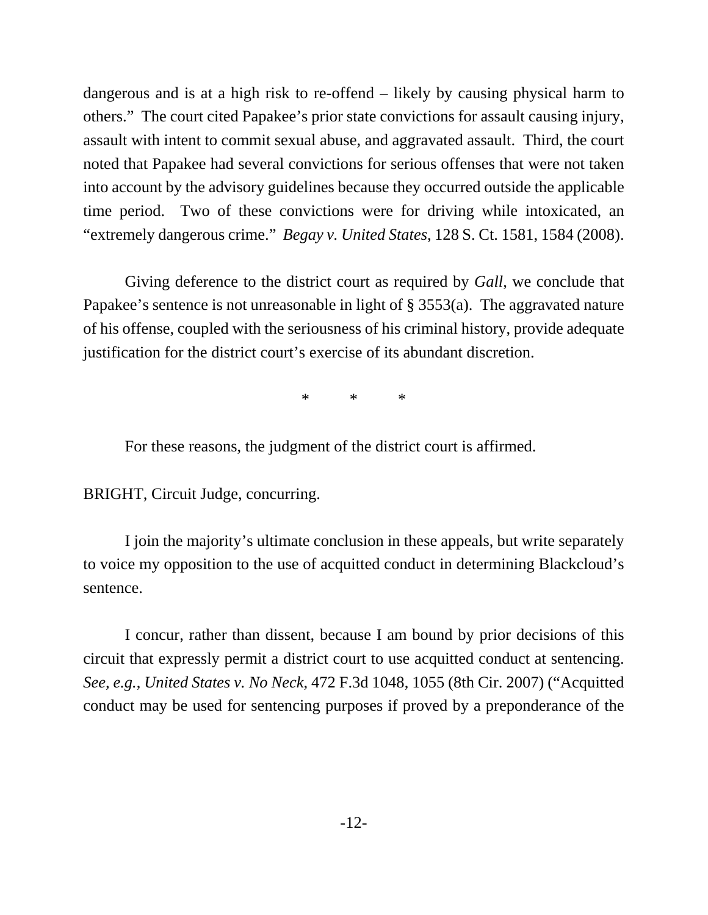dangerous and is at a high risk to re-offend – likely by causing physical harm to others." The court cited Papakee's prior state convictions for assault causing injury, assault with intent to commit sexual abuse, and aggravated assault. Third, the court noted that Papakee had several convictions for serious offenses that were not taken into account by the advisory guidelines because they occurred outside the applicable time period. Two of these convictions were for driving while intoxicated, an "extremely dangerous crime." *Begay v. United States*, 128 S. Ct. 1581, 1584 (2008).

Giving deference to the district court as required by *Gall*, we conclude that Papakee's sentence is not unreasonable in light of § 3553(a). The aggravated nature of his offense, coupled with the seriousness of his criminal history, provide adequate justification for the district court's exercise of its abundant discretion.

\* \* \*

For these reasons, the judgment of the district court is affirmed.

BRIGHT, Circuit Judge, concurring.

I join the majority's ultimate conclusion in these appeals, but write separately to voice my opposition to the use of acquitted conduct in determining Blackcloud's sentence.

I concur, rather than dissent, because I am bound by prior decisions of this circuit that expressly permit a district court to use acquitted conduct at sentencing. *See, e.g.*, *United States v. No Neck*, 472 F.3d 1048, 1055 (8th Cir. 2007) ("Acquitted conduct may be used for sentencing purposes if proved by a preponderance of the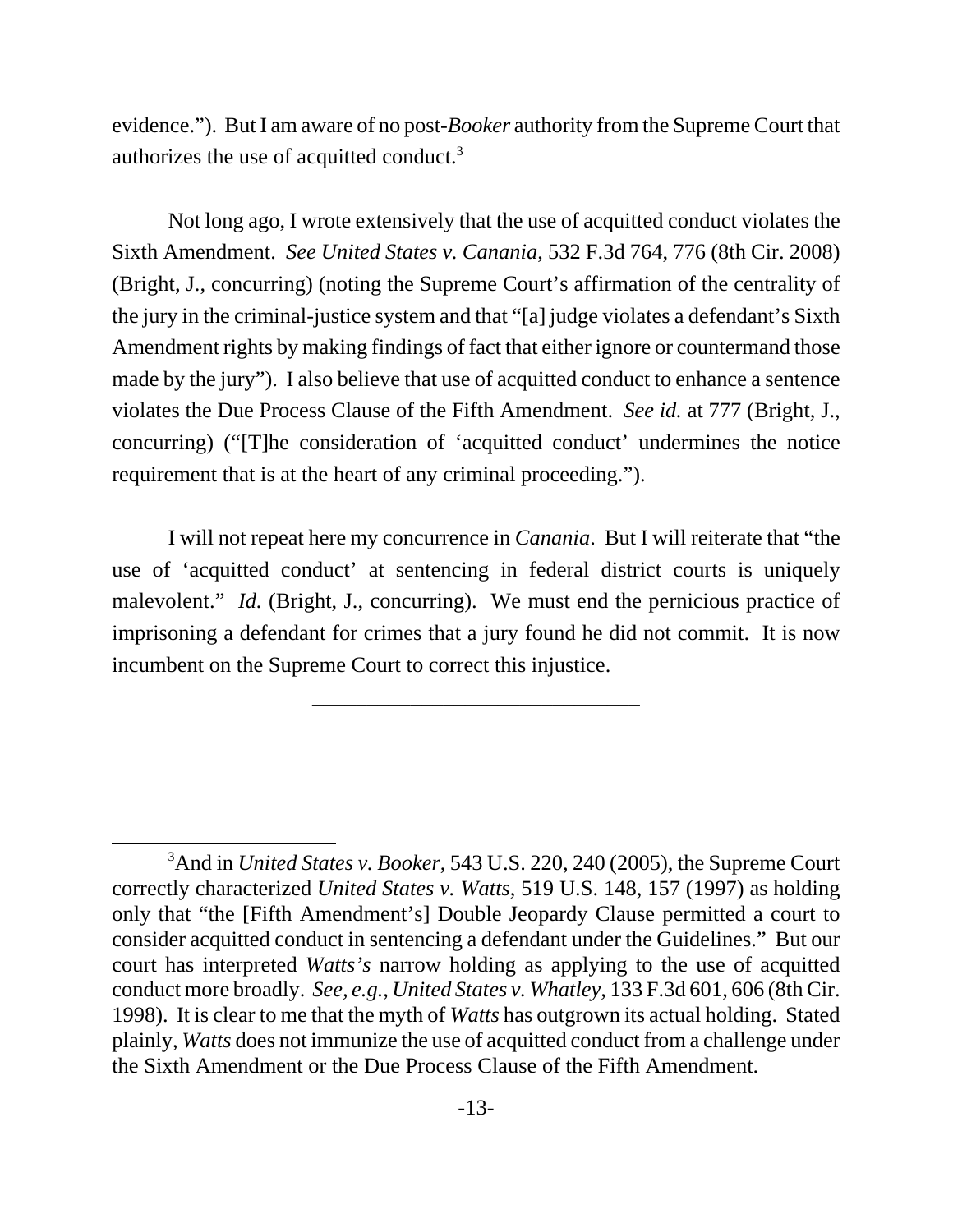evidence."). But I am aware of no post-*Booker* authority from the Supreme Court that authorizes the use of acquitted conduct.[3]

Not long ago, I wrote extensively that the use of acquitted conduct violates the Sixth Amendment. *See United States v. Canania*, 532 F.3d 764, 776 (8th Cir. 2008) (Bright, J., concurring) (noting the Supreme Court's affirmation of the centrality of the jury in the criminal-justice system and that "[a] judge violates a defendant's Sixth Amendment rights by making findings of fact that either ignore or countermand those made by the jury"). I also believe that use of acquitted conduct to enhance a sentence violates the Due Process Clause of the Fifth Amendment. *See id.* at 777 (Bright, J., concurring) ("[T]he consideration of 'acquitted conduct' undermines the notice requirement that is at the heart of any criminal proceeding.").

I will not repeat here my concurrence in *Canania*. But I will reiterate that "the use of 'acquitted conduct' at sentencing in federal district courts is uniquely malevolent." *Id.* (Bright, J., concurring). We must end the pernicious practice of imprisoning a defendant for crimes that a jury found he did not commit. It is now incumbent on the Supreme Court to correct this injustice.

______________________________

[3]And in *United States v. Booker*, 543 U.S. 220, 240 (2005), the Supreme Court correctly characterized *United States v. Watts*, 519 U.S. 148, 157 (1997) as holding only that "the [Fifth Amendment's] Double Jeopardy Clause permitted a court to consider acquitted conduct in sentencing a defendant under the Guidelines." But our court has interpreted *Watts's* narrow holding as applying to the use of acquitted conduct more broadly. *See, e.g.*, *United States v. Whatley*, 133 F.3d 601, 606 (8th Cir. 1998). It is clear to me that the myth of *Watts* has outgrown its actual holding. Stated plainly, *Watts* does not immunize the use of acquitted conduct from a challenge under the Sixth Amendment or the Due Process Clause of the Fifth Amendment.